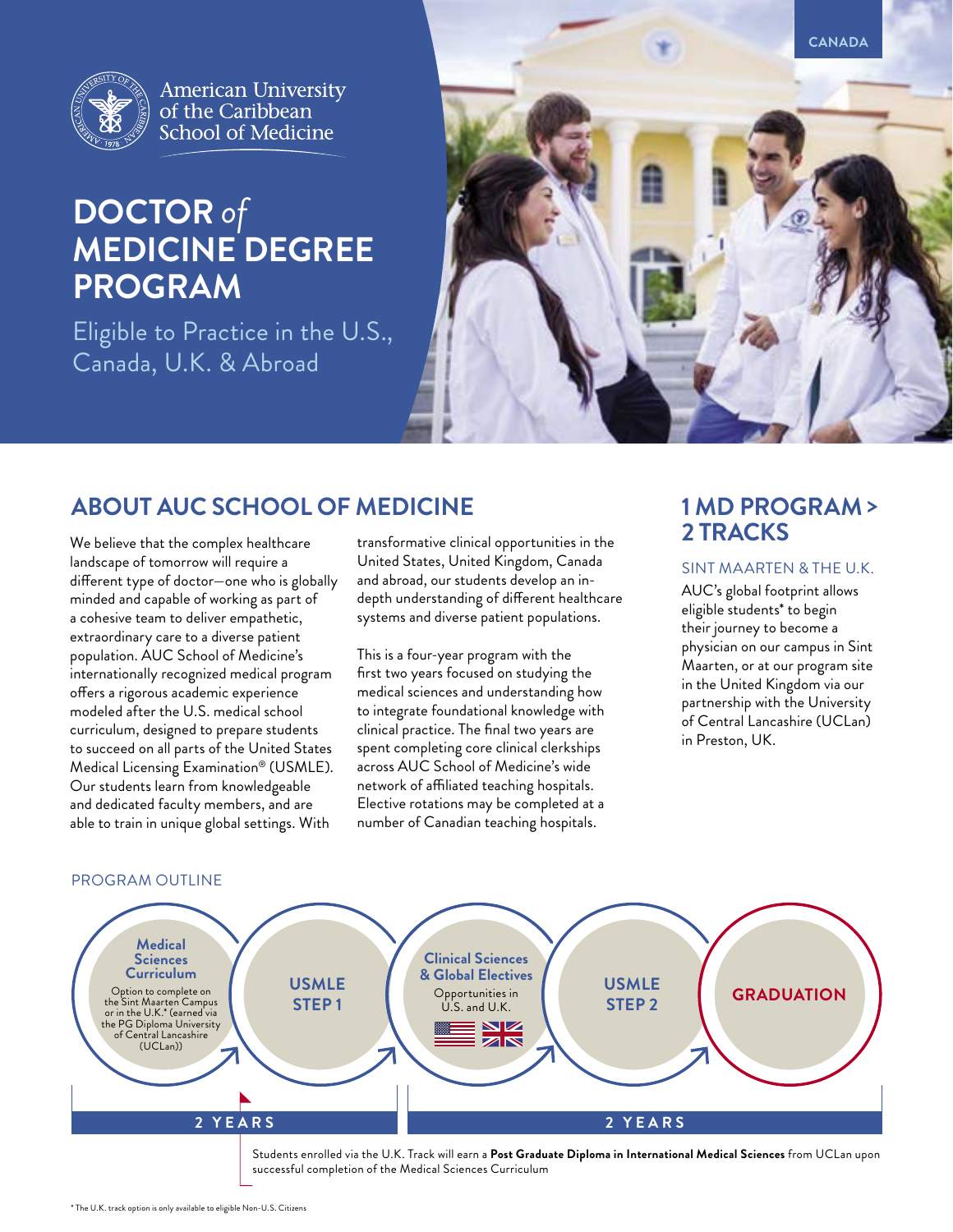CANADA

American University of the Caribbean School of Medicine

# DOCTOR *of* MEDICINE DEGREE PROGRAM

Eligible to Practice in the U.S., Canada, U.K. & Abroad

## ABOUT AUC SCHOOL OF MEDICINE

We believe that the complex healthcare landscape of tomorrow will require a different type of doctor—one who is globally minded and capable of working as part of a cohesive team to deliver empathetic, extraordinary care to a diverse patient population. AUC School of Medicine's internationally recognized medical program offers a rigorous academic experience modeled after the U.S. medical school curriculum, designed to prepare students to succeed on all parts of the United States Medical Licensing Examination® (USMLE). Our students learn from knowledgeable and dedicated faculty members, and are able to train in unique global settings. With transformative clinical opportunities in the United States, United Kingdom, Canada and abroad, our students develop an in-depth understanding of different healthcare systems and diverse patient populations.

This is a four-year program with the first two years focused on studying the medical sciences and understanding how to integrate foundational knowledge with clinical practice. The final two years are spent completing core clinical clerkships across AUC School of Medicine's wide network of affiliated teaching hospitals. Elective rotations may be completed at a number of Canadian teaching hospitals.

## 1 MD PROGRAM > 2 TRACKS

### SINT MAARTEN & THE U.K.

AUC's global footprint allows eligible students* to begin their journey to become a physician on our campus in Sint Maarten, or at our program site in the United Kingdom via our partnership with the University of Central Lancashire (UCLan) in Preston, UK.

### PROGRAM OUTLINE

**Medical Sciences Curriculum** — Option to complete on the Sint Maarten Campus or in the U.K.* (earned via the PG Diploma University of Central Lancashire (UCLan))

**USMLE STEP 1**

**2 YEARS**

**Clinical Sciences & Global Electives** — Opportunities in U.S. and U.K.

**USMLE STEP 2**

**GRADUATION**

**2 YEARS**

Students enrolled via the U.K. Track will earn a **Post Graduate Diploma in International Medical Sciences** from UCLan upon successful completion of the Medical Sciences Curriculum

* The U.K. track option is only available to eligible Non-U.S. Citizens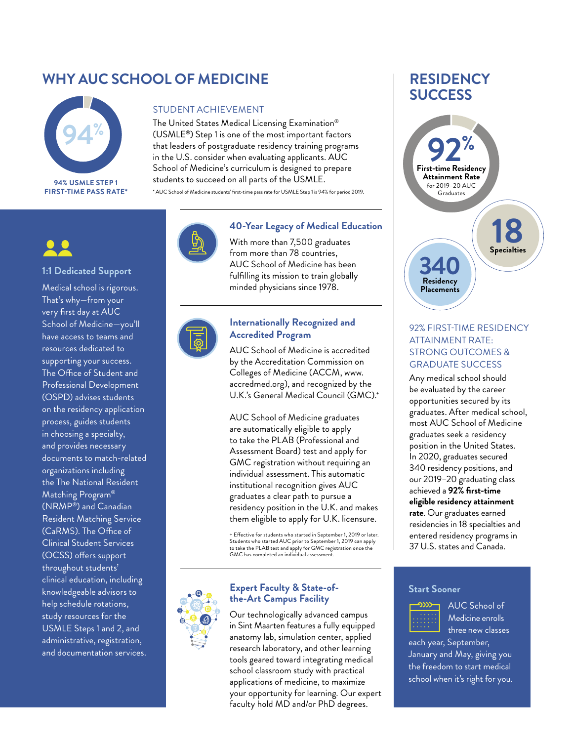# WHY AUC SCHOOL OF MEDICINE

94%

**94% USMLE STEP 1 FIRST-TIME PASS RATE***

## STUDENT ACHIEVEMENT

The United States Medical Licensing Examination® (USMLE®) Step 1 is one of the most important factors that leaders of postgraduate residency training programs in the U.S. consider when evaluating applicants. AUC School of Medicine's curriculum is designed to prepare students to succeed on all parts of the USMLE.

* AUC School of Medicine students' first-time pass rate for USMLE Step 1 is 94% for period 2019.

### 1:1 Dedicated Support

Medical school is rigorous. That's why—from your very first day at AUC School of Medicine—you'll have access to teams and resources dedicated to supporting your success. The Office of Student and Professional Development (OSPD) advises students on the residency application process, guides students in choosing a specialty, and provides necessary documents to match-related organizations including the The National Resident Matching Program® (NRMP®) and Canadian Resident Matching Service (CaRMS). The Office of Clinical Student Services (OCSS) offers support throughout students' clinical education, including knowledgeable advisors to help schedule rotations, study resources for the USMLE Steps 1 and 2, and administrative, registration, and documentation services.

### 40-Year Legacy of Medical Education

With more than 7,500 graduates from more than 78 countries, AUC School of Medicine has been fulfilling its mission to train globally minded physicians since 1978.

### Internationally Recognized and Accredited Program

AUC School of Medicine is accredited by the Accreditation Commission on Colleges of Medicine (ACCM, www.accredmed.org), and recognized by the U.K.'s General Medical Council (GMC).+

AUC School of Medicine graduates are automatically eligible to apply to take the PLAB (Professional and Assessment Board) test and apply for GMC registration without requiring an individual assessment. This automatic institutional recognition gives AUC graduates a clear path to pursue a residency position in the U.K. and makes them eligible to apply for U.K. licensure.

+ Effective for students who started in September 1, 2019 or later. Students who started AUC prior to September 1, 2019 can apply to take the PLAB test and apply for GMC registration once the GMC has completed an individual assessment.

### Expert Faculty & State-of-the-Art Campus Facility

Our technologically advanced campus in Sint Maarten features a fully equipped anatomy lab, simulation center, applied research laboratory, and other learning tools geared toward integrating medical school classroom study with practical applications of medicine, to maximize your opportunity for learning. Our expert faculty hold MD and/or PhD degrees.

# RESIDENCY SUCCESS

**92%** First-time Residency Attainment Rate for 2019–20 AUC Graduates

**18** Specialties

**340** Residency Placements

## 92% FIRST-TIME RESIDENCY ATTAINMENT RATE: STRONG OUTCOMES & GRADUATE SUCCESS

Any medical school should be evaluated by the career opportunities secured by its graduates. After medical school, most AUC School of Medicine graduates seek a residency position in the United States. In 2020, graduates secured 340 residency positions, and our 2019–20 graduating class achieved a **92% first-time eligible residency attainment rate**. Our graduates earned residencies in 18 specialties and entered residency programs in 37 U.S. states and Canada.

### Start Sooner

AUC School of Medicine enrolls three new classes each year, September, January and May, giving you the freedom to start medical school when it's right for you.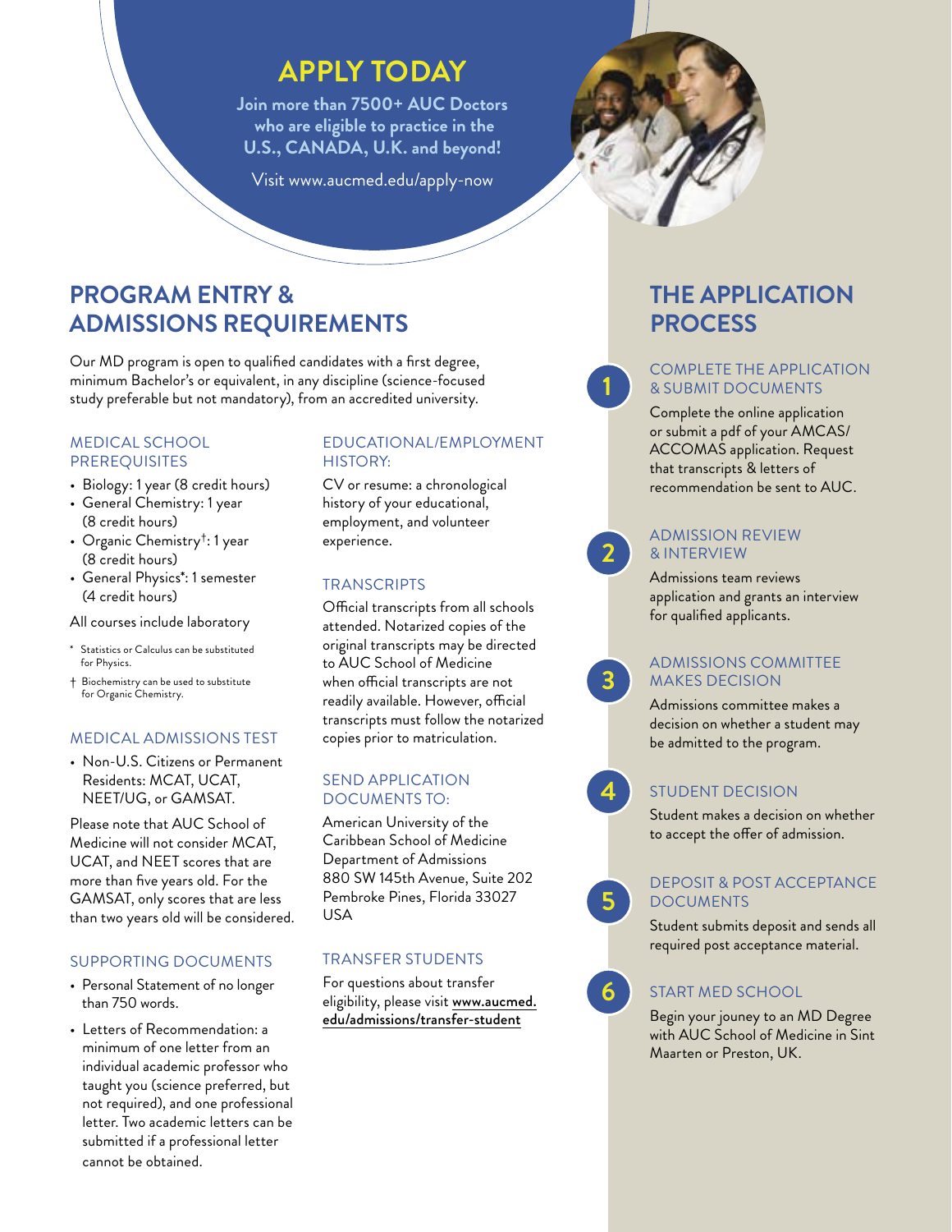# APPLY TODAY

**Join more than 7500+ AUC Doctors who are eligible to practice in the U.S., CANADA, U.K. and beyond!**

Visit www.aucmed.edu/apply-now

## PROGRAM ENTRY & ADMISSIONS REQUIREMENTS

Our MD program is open to qualified candidates with a first degree, minimum Bachelor's or equivalent, in any discipline (science-focused study preferable but not mandatory), from an accredited university.

### MEDICAL SCHOOL PREREQUISITES

- Biology: 1 year (8 credit hours)
- General Chemistry: 1 year (8 credit hours)
- Organic Chemistry†: 1 year (8 credit hours)
- General Physics*: 1 semester (4 credit hours)

All courses include laboratory

\* Statistics or Calculus can be substituted for Physics.

† Biochemistry can be used to substitute for Organic Chemistry.

### MEDICAL ADMISSIONS TEST

- Non-U.S. Citizens or Permanent Residents: MCAT, UCAT, NEET/UG, or GAMSAT.

Please note that AUC School of Medicine will not consider MCAT, UCAT, and NEET scores that are more than five years old. For the GAMSAT, only scores that are less than two years old will be considered.

### SUPPORTING DOCUMENTS

- Personal Statement of no longer than 750 words.
- Letters of Recommendation: a minimum of one letter from an individual academic professor who taught you (science preferred, but not required), and one professional letter. Two academic letters can be submitted if a professional letter cannot be obtained.

### EDUCATIONAL/EMPLOYMENT HISTORY:

CV or resume: a chronological history of your educational, employment, and volunteer experience.

### TRANSCRIPTS

Official transcripts from all schools attended. Notarized copies of the original transcripts may be directed to AUC School of Medicine when official transcripts are not readily available. However, official transcripts must follow the notarized copies prior to matriculation.

### SEND APPLICATION DOCUMENTS TO:

American University of the Caribbean School of Medicine
Department of Admissions
880 SW 145th Avenue, Suite 202
Pembroke Pines, Florida 33027
USA

### TRANSFER STUDENTS

For questions about transfer eligibility, please visit www.aucmed.edu/admissions/transfer-student

## THE APPLICATION PROCESS

**1** COMPLETE THE APPLICATION & SUBMIT DOCUMENTS

Complete the online application or submit a pdf of your AMCAS/ ACCOMAS application. Request that transcripts & letters of recommendation be sent to AUC.

**2** ADMISSION REVIEW & INTERVIEW

Admissions team reviews application and grants an interview for qualified applicants.

**3** ADMISSIONS COMMITTEE MAKES DECISION

Admissions committee makes a decision on whether a student may be admitted to the program.

**4** STUDENT DECISION

Student makes a decision on whether to accept the offer of admission.

**5** DEPOSIT & POST ACCEPTANCE DOCUMENTS

Student submits deposit and sends all required post acceptance material.

**6** START MED SCHOOL

Begin your jouney to an MD Degree with AUC School of Medicine in Sint Maarten or Preston, UK.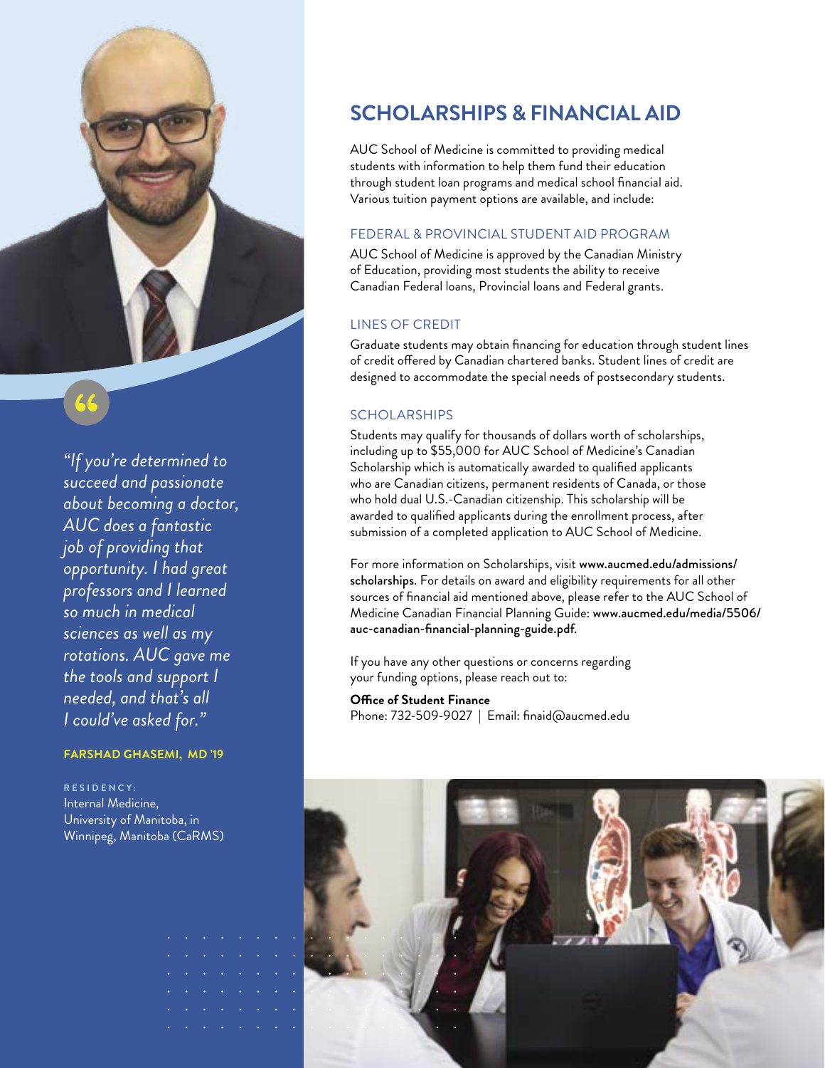*"If you're determined to succeed and passionate about becoming a doctor, AUC does a fantastic job of providing that opportunity. I had great professors and I learned so much in medical sciences as well as my rotations. AUC gave me the tools and support I needed, and that's all I could've asked for."*

**FARSHAD GHASEMI, MD '19**

**RESIDENCY:**
Internal Medicine, University of Manitoba, in Winnipeg, Manitoba (CaRMS)

## SCHOLARSHIPS & FINANCIAL AID

AUC School of Medicine is committed to providing medical students with information to help them fund their education through student loan programs and medical school financial aid. Various tuition payment options are available, and include:

### FEDERAL & PROVINCIAL STUDENT AID PROGRAM

AUC School of Medicine is approved by the Canadian Ministry of Education, providing most students the ability to receive Canadian Federal loans, Provincial loans and Federal grants.

### LINES OF CREDIT

Graduate students may obtain financing for education through student lines of credit offered by Canadian chartered banks. Student lines of credit are designed to accommodate the special needs of postsecondary students.

### SCHOLARSHIPS

Students may qualify for thousands of dollars worth of scholarships, including up to $55,000 for AUC School of Medicine's Canadian Scholarship which is automatically awarded to qualified applicants who are Canadian citizens, permanent residents of Canada, or those who hold dual U.S.-Canadian citizenship. This scholarship will be awarded to qualified applicants during the enrollment process, after submission of a completed application to AUC School of Medicine.

For more information on Scholarships, visit **www.aucmed.edu/admissions/scholarships**. For details on award and eligibility requirements for all other sources of financial aid mentioned above, please refer to the AUC School of Medicine Canadian Financial Planning Guide: **www.aucmed.edu/media/5506/auc-canadian-financial-planning-guide.pdf**.

If you have any other questions or concerns regarding your funding options, please reach out to:

**Office of Student Finance**
Phone: 732-509-9027 | Email: finaid@aucmed.edu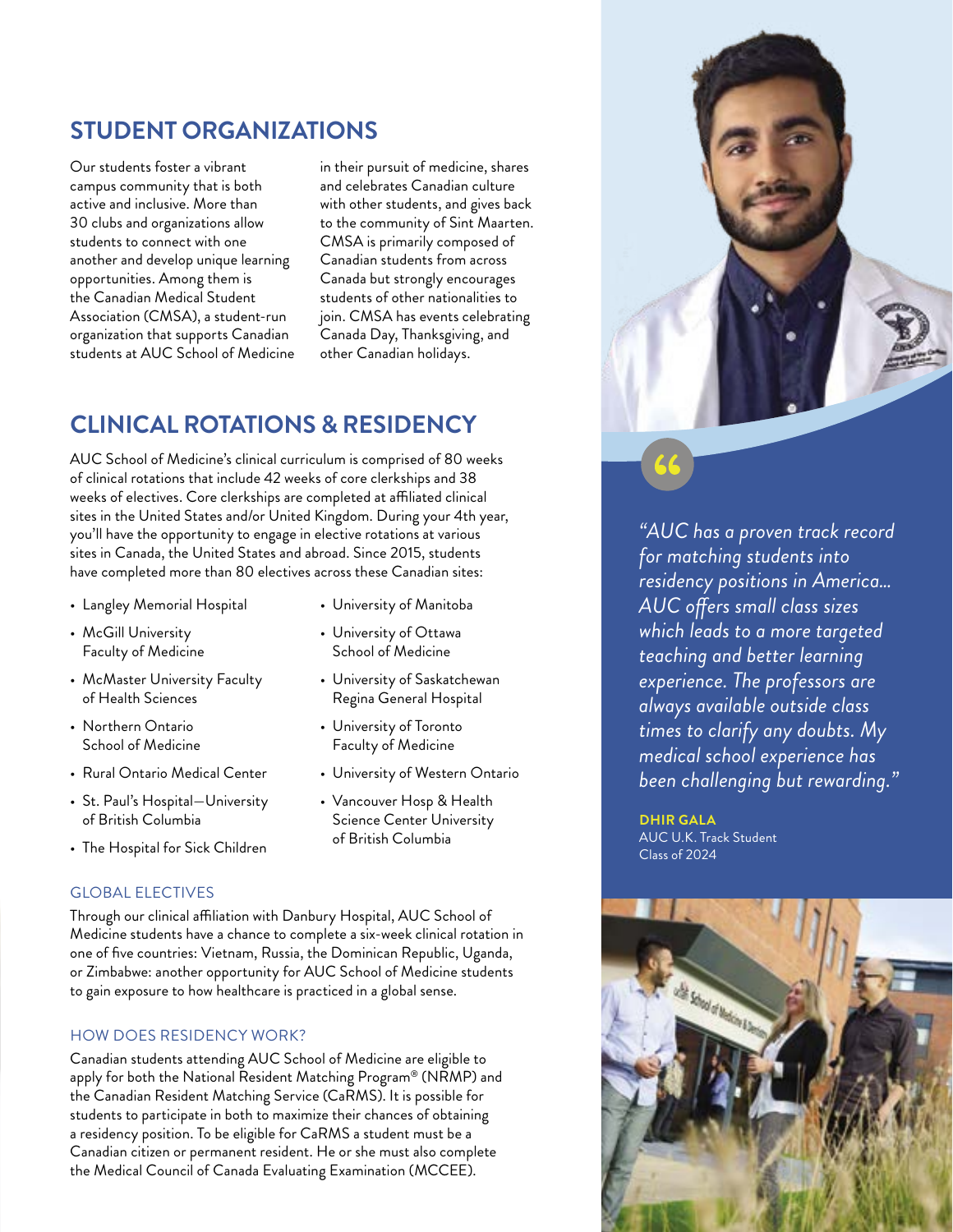## STUDENT ORGANIZATIONS

Our students foster a vibrant campus community that is both active and inclusive. More than 30 clubs and organizations allow students to connect with one another and develop unique learning opportunities. Among them is the Canadian Medical Student Association (CMSA), a student-run organization that supports Canadian students at AUC School of Medicine in their pursuit of medicine, shares and celebrates Canadian culture with other students, and gives back to the community of Sint Maarten. CMSA is primarily composed of Canadian students from across Canada but strongly encourages students of other nationalities to join. CMSA has events celebrating Canada Day, Thanksgiving, and other Canadian holidays.

## CLINICAL ROTATIONS & RESIDENCY

AUC School of Medicine's clinical curriculum is comprised of 80 weeks of clinical rotations that include 42 weeks of core clerkships and 38 weeks of electives. Core clerkships are completed at affiliated clinical sites in the United States and/or United Kingdom. During your 4th year, you'll have the opportunity to engage in elective rotations at various sites in Canada, the United States and abroad. Since 2015, students have completed more than 80 electives across these Canadian sites:

- Langley Memorial Hospital
- McGill University Faculty of Medicine
- McMaster University Faculty of Health Sciences
- Northern Ontario School of Medicine
- Rural Ontario Medical Center
- St. Paul's Hospital—University of British Columbia
- The Hospital for Sick Children
- University of Manitoba
- University of Ottawa School of Medicine
- University of Saskatchewan Regina General Hospital
- University of Toronto Faculty of Medicine
- University of Western Ontario
- Vancouver Hosp & Health Science Center University of British Columbia

### GLOBAL ELECTIVES

Through our clinical affiliation with Danbury Hospital, AUC School of Medicine students have a chance to complete a six-week clinical rotation in one of five countries: Vietnam, Russia, the Dominican Republic, Uganda, or Zimbabwe: another opportunity for AUC School of Medicine students to gain exposure to how healthcare is practiced in a global sense.

### HOW DOES RESIDENCY WORK?

Canadian students attending AUC School of Medicine are eligible to apply for both the National Resident Matching Program® (NRMP) and the Canadian Resident Matching Service (CaRMS). It is possible for students to participate in both to maximize their chances of obtaining a residency position. To be eligible for CaRMS a student must be a Canadian citizen or permanent resident. He or she must also complete the Medical Council of Canada Evaluating Examination (MCCEE).

> *"AUC has a proven track record for matching students into residency positions in America... AUC offers small class sizes which leads to a more targeted teaching and better learning experience. The professors are always available outside class times to clarify any doubts. My medical school experience has been challenging but rewarding."*
>
> **DHIR GALA**
> AUC U.K. Track Student
> Class of 2024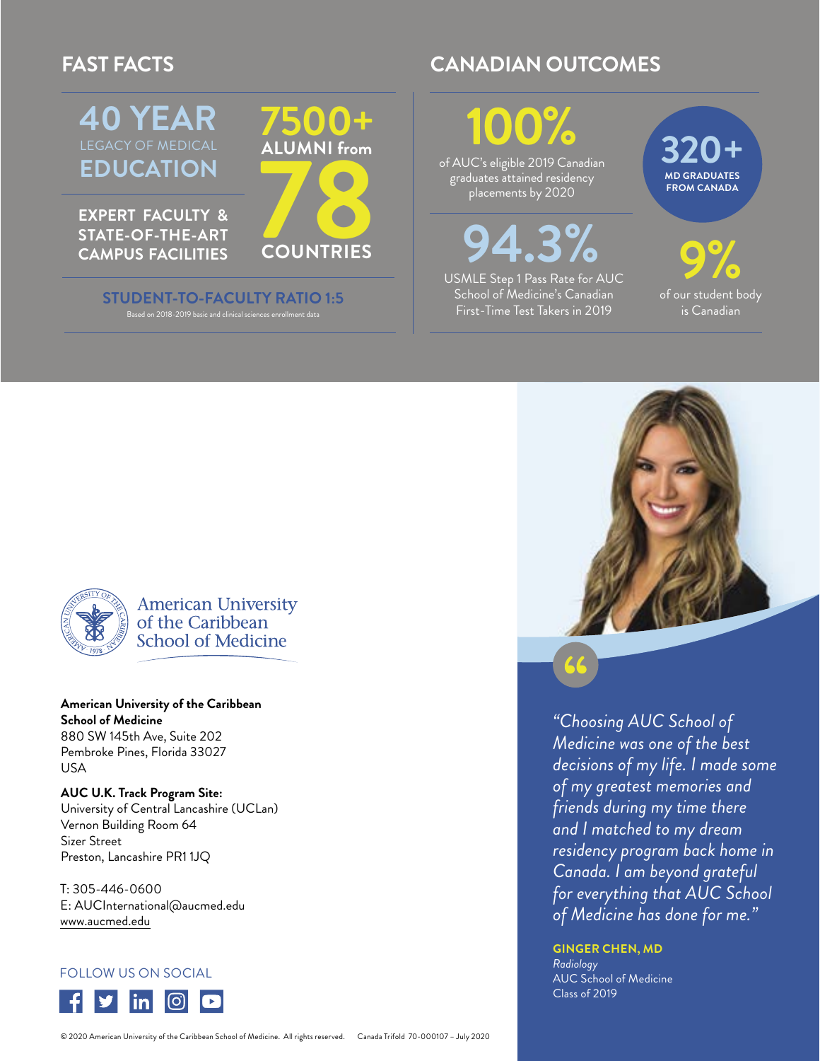## FAST FACTS

**40 YEAR**
LEGACY OF MEDICAL
**EDUCATION**

**7500+**
**ALUMNI from**
**78**
**COUNTRIES**

**EXPERT FACULTY & STATE-OF-THE-ART CAMPUS FACILITIES**

**STUDENT-TO-FACULTY RATIO 1:5**
Based on 2018-2019 basic and clinical sciences enrollment data

## CANADIAN OUTCOMES

**100%**
of AUC's eligible 2019 Canadian graduates attained residency placements by 2020

**320+**
**MD GRADUATES FROM CANADA**

**94.3%**
USMLE Step 1 Pass Rate for AUC School of Medicine's Canadian First-Time Test Takers in 2019

**9%**
of our student body is Canadian

American University of the Caribbean School of Medicine

**American University of the Caribbean School of Medicine**
880 SW 145th Ave, Suite 202
Pembroke Pines, Florida 33027
USA

**AUC U.K. Track Program Site:**
University of Central Lancashire (UCLan)
Vernon Building Room 64
Sizer Street
Preston, Lancashire PR1 1JQ

T: 305-446-0600
E: AUCInternational@aucmed.edu
www.aucmed.edu

FOLLOW US ON SOCIAL

*"Choosing AUC School of Medicine was one of the best decisions of my life. I made some of my greatest memories and friends during my time there and I matched to my dream residency program back home in Canada. I am beyond grateful for everything that AUC School of Medicine has done for me."*

**GINGER CHEN, MD**
*Radiology*
AUC School of Medicine
Class of 2019

© 2020 American University of the Caribbean School of Medicine. All rights reserved. Canada Trifold 70-000107 – July 2020